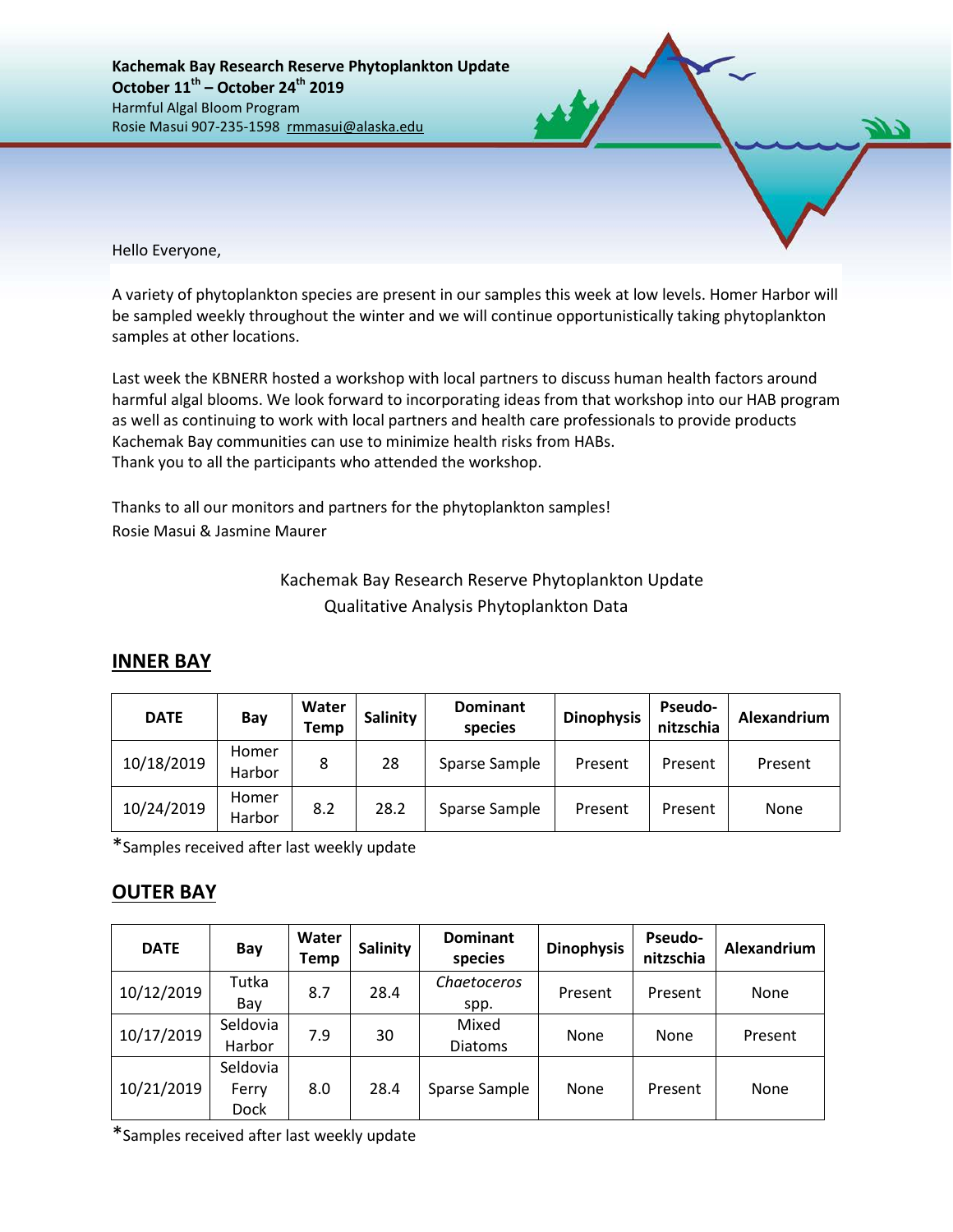**Kachemak Bay Research Reserve Phytoplankton Update**
**October 11th – October 24th 2019**
Harmful Algal Bloom Program
Rosie Masui 907-235-1598 rmmasui@alaska.edu

Hello Everyone,

A variety of phytoplankton species are present in our samples this week at low levels. Homer Harbor will be sampled weekly throughout the winter and we will continue opportunistically taking phytoplankton samples at other locations.

Last week the KBNERR hosted a workshop with local partners to discuss human health factors around harmful algal blooms. We look forward to incorporating ideas from that workshop into our HAB program as well as continuing to work with local partners and health care professionals to provide products Kachemak Bay communities can use to minimize health risks from HABs.
Thank you to all the participants who attended the workshop.

Thanks to all our monitors and partners for the phytoplankton samples!
Rosie Masui & Jasmine Maurer

Kachemak Bay Research Reserve Phytoplankton Update
Qualitative Analysis Phytoplankton Data

## INNER BAY

| DATE | Bay | Water Temp | Salinity | Dominant species | Dinophysis | Pseudo-nitzschia | Alexandrium |
|---|---|---|---|---|---|---|---|
| 10/18/2019 | Homer Harbor | 8 | 28 | Sparse Sample | Present | Present | Present |
| 10/24/2019 | Homer Harbor | 8.2 | 28.2 | Sparse Sample | Present | Present | None |

*Samples received after last weekly update

## OUTER BAY

| DATE | Bay | Water Temp | Salinity | Dominant species | Dinophysis | Pseudo-nitzschia | Alexandrium |
|---|---|---|---|---|---|---|---|
| 10/12/2019 | Tutka Bay | 8.7 | 28.4 | *Chaetoceros* spp. | Present | Present | None |
| 10/17/2019 | Seldovia Harbor | 7.9 | 30 | Mixed Diatoms | None | None | Present |
| 10/21/2019 | Seldovia Ferry Dock | 8.0 | 28.4 | Sparse Sample | None | Present | None |

*Samples received after last weekly update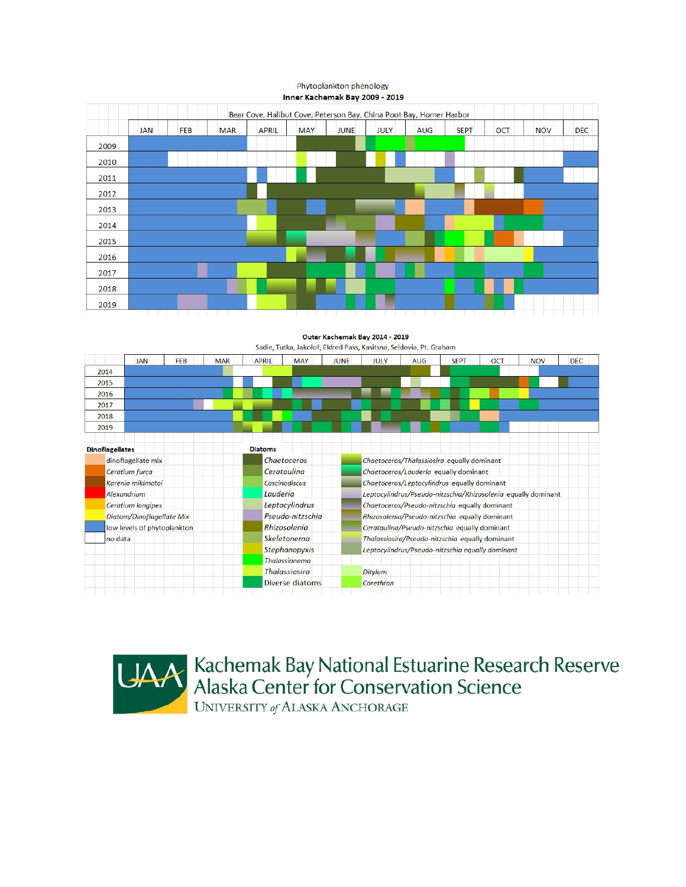Phytoplankton phenology

**Inner Kachemak Bay 2009 - 2019**

Bear Cove, Halibut Cove, Peterson Bay, China Poot Bay, Homer Harbor

JAN FEB MAR APRIL MAY JUNE JULY AUG SEPT OCT NOV DEC

2009
2010
2011
2012
2013
2014
2015
2016
2017
2018
2019

**Outer Kachemak Bay 2014 - 2019**

Sadie, Tutka, Jakolof, Eldred Pass, Kasitsna, Seldovia, Pt. Graham

JAN FEB MAR APRIL MAY JUNE JULY AUG SEPT OCT NOV DEC

2014
2015
2016
2017
2018
2019

**Dinoflagellates**

- dinoflagellate mix
- *Ceratium furca*
- *Karenia mikimotoi*
- *Alexandrium*
- *Ceratium longipes*
- *Diatom/Dinoflagellate Mix*
- low levels of phytoplankton
- no data

**Diatoms**

- *Chaetoceros*
- *Cerataulina*
- *Coscinodiscus*
- *Lauderia*
- *Leptocylindrus*
- *Pseudo-nitzschia*
- *Rhizosolenia*
- *Skeletonema*
- *Stephanopyxis*
- *Thalassionema*
- *Thalassiosira*
- Diverse diatoms
- *Chaetoceros/Thalassiosira* equally dominant
- *Chaetoceros/Lauderia* equally dominant
- *Chaetoceros/Leptocylindrus* equally dominant
- *Leptocylindrus/Pseudo-nitzschia/Rhizosolenia* equally dominant
- *Chaetoceros/Pseudo-nitzschia* equally dominant
- *Rhizosolenia/Pseudo-nitzschia* equally dominant
- *Cerataulina/Pseudo-nitzschia* equally dominant
- *Thalassiosira/Pseudo-nitzschia* equally dominant
- *Leptocylindrus/Pseudo-nitzschia equally dominant*
- *Ditylum*
- *Corethron*

Kachemak Bay National Estuarine Research Reserve
Alaska Center for Conservation Science
University of Alaska Anchorage